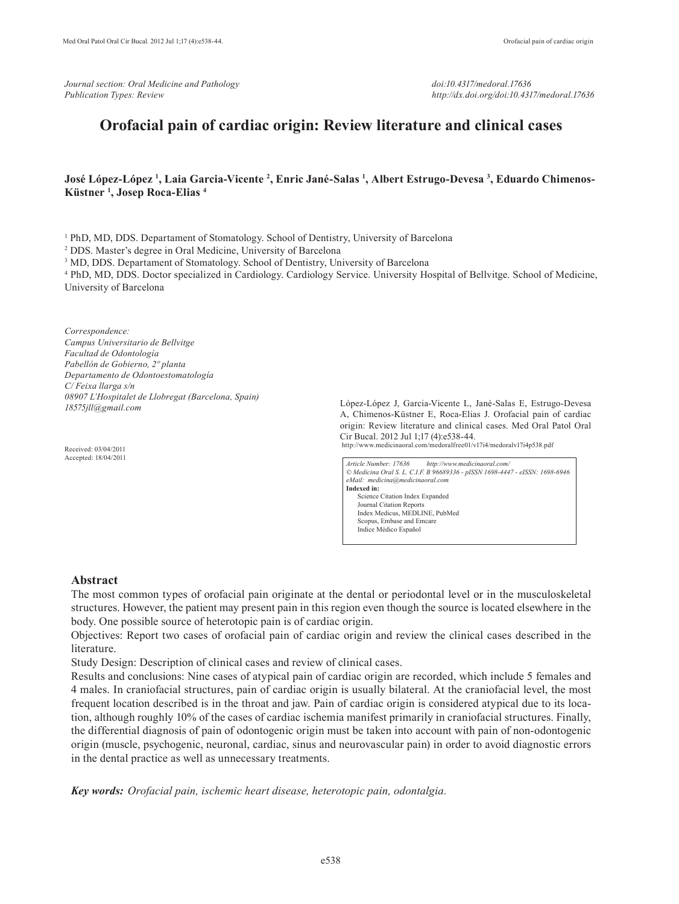*Journal section: Oral Medicine and Pathology*
*Publication Types: Review*

*doi:10.4317/medoral.17636*
*http://dx.doi.org/doi:10.4317/medoral.17636*

# Orofacial pain of cardiac origin: Review literature and clinical cases

**José López-López [1], Laia Garcia-Vicente [2], Enric Jané-Salas [1], Albert Estrugo-Devesa [3], Eduardo Chimenos-Küstner [1], Josep Roca-Elias [4]**

[1] PhD, MD, DDS. Departament of Stomatology. School of Dentistry, University of Barcelona
[2] DDS. Master's degree in Oral Medicine, University of Barcelona
[3] MD, DDS. Departament of Stomatology. School of Dentistry, University of Barcelona
[4] PhD, MD, DDS. Doctor specialized in Cardiology. Cardiology Service. University Hospital of Bellvitge. School of Medicine, University of Barcelona

*Correspondence:*
*Campus Universitario de Bellvitge*
*Facultad de Odontología*
*Pabellón de Gobierno, 2º planta*
*Departamento de Odontoestomatología*
*C/ Feixa llarga s/n*
*08907 L'Hospitalet de Llobregat (Barcelona, Spain)*
*18575jll@gmail.com*

Received: 03/04/2011
Accepted: 18/04/2011

López-López J, Garcia-Vicente L, Jané-Salas E, Estrugo-Devesa A, Chimenos-Küstner E, Roca-Elias J. Orofacial pain of cardiac origin: Review literature and clinical cases. Med Oral Patol Oral Cir Bucal. 2012 Jul 1;17 (4):e538-44.
http://www.medicinaoral.com/medoralfree01/v17i4/medoralv17i4p538.pdf

*Article Number: 17636 http://www.medicinaoral.com/*
*© Medicina Oral S. L. C.I.F. B 96689336 - pISSN 1698-4447 - eISSN: 1698-6946*
*eMail: medicina@medicinaoral.com*
**Indexed in:**
Science Citation Index Expanded
Journal Citation Reports
Index Medicus, MEDLINE, PubMed
Scopus, Embase and Emcare
Indice Médico Español

## Abstract

The most common types of orofacial pain originate at the dental or periodontal level or in the musculoskeletal structures. However, the patient may present pain in this region even though the source is located elsewhere in the body. One possible source of heterotopic pain is of cardiac origin.

Objectives: Report two cases of orofacial pain of cardiac origin and review the clinical cases described in the literature.

Study Design: Description of clinical cases and review of clinical cases.

Results and conclusions: Nine cases of atypical pain of cardiac origin are recorded, which include 5 females and 4 males. In craniofacial structures, pain of cardiac origin is usually bilateral. At the craniofacial level, the most frequent location described is in the throat and jaw. Pain of cardiac origin is considered atypical due to its location, although roughly 10% of the cases of cardiac ischemia manifest primarily in craniofacial structures. Finally, the differential diagnosis of pain of odontogenic origin must be taken into account with pain of non-odontogenic origin (muscle, psychogenic, neuronal, cardiac, sinus and neurovascular pain) in order to avoid diagnostic errors in the dental practice as well as unnecessary treatments.

***Key words:*** *Orofacial pain, ischemic heart disease, heterotopic pain, odontalgia.*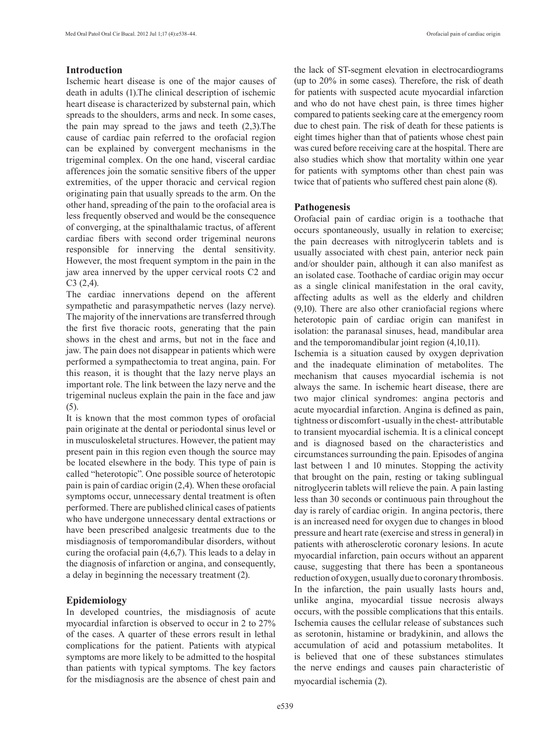## Introduction

Ischemic heart disease is one of the major causes of death in adults (1).The clinical description of ischemic heart disease is characterized by substernal pain, which spreads to the shoulders, arms and neck. In some cases, the pain may spread to the jaws and teeth (2,3).The cause of cardiac pain referred to the orofacial region can be explained by convergent mechanisms in the trigeminal complex. On the one hand, visceral cardiac afferences join the somatic sensitive fibers of the upper extremities, of the upper thoracic and cervical region originating pain that usually spreads to the arm. On the other hand, spreading of the pain to the orofacial area is less frequently observed and would be the consequence of converging, at the spinalthalamic tractus, of afferent cardiac fibers with second order trigeminal neurons responsible for innerving the dental sensitivity. However, the most frequent symptom in the pain in the jaw area innerved by the upper cervical roots C2 and C3 (2,4).

The cardiac innervations depend on the afferent sympathetic and parasympathetic nerves (lazy nerve). The majority of the innervations are transferred through the first five thoracic roots, generating that the pain shows in the chest and arms, but not in the face and jaw. The pain does not disappear in patients which were performed a sympathectomia to treat angina, pain. For this reason, it is thought that the lazy nerve plays an important role. The link between the lazy nerve and the trigeminal nucleus explain the pain in the face and jaw (5).

It is known that the most common types of orofacial pain originate at the dental or periodontal sinus level or in musculoskeletal structures. However, the patient may present pain in this region even though the source may be located elsewhere in the body. This type of pain is called "heterotopic". One possible source of heterotopic pain is pain of cardiac origin (2,4). When these orofacial symptoms occur, unnecessary dental treatment is often performed. There are published clinical cases of patients who have undergone unnecessary dental extractions or have been prescribed analgesic treatments due to the misdiagnosis of temporomandibular disorders, without curing the orofacial pain (4,6,7). This leads to a delay in the diagnosis of infarction or angina, and consequently, a delay in beginning the necessary treatment (2).

## Epidemiology

In developed countries, the misdiagnosis of acute myocardial infarction is observed to occur in 2 to 27% of the cases. A quarter of these errors result in lethal complications for the patient. Patients with atypical symptoms are more likely to be admitted to the hospital than patients with typical symptoms. The key factors for the misdiagnosis are the absence of chest pain and the lack of ST-segment elevation in electrocardiograms (up to 20% in some cases). Therefore, the risk of death for patients with suspected acute myocardial infarction and who do not have chest pain, is three times higher compared to patients seeking care at the emergency room due to chest pain. The risk of death for these patients is eight times higher than that of patients whose chest pain was cured before receiving care at the hospital. There are also studies which show that mortality within one year for patients with symptoms other than chest pain was twice that of patients who suffered chest pain alone (8).

## Pathogenesis

Orofacial pain of cardiac origin is a toothache that occurs spontaneously, usually in relation to exercise; the pain decreases with nitroglycerin tablets and is usually associated with chest pain, anterior neck pain and/or shoulder pain, although it can also manifest as an isolated case. Toothache of cardiac origin may occur as a single clinical manifestation in the oral cavity, affecting adults as well as the elderly and children (9,10). There are also other craniofacial regions where heterotopic pain of cardiac origin can manifest in isolation: the paranasal sinuses, head, mandibular area and the temporomandibular joint region (4,10,11).

Ischemia is a situation caused by oxygen deprivation and the inadequate elimination of metabolites. The mechanism that causes myocardial ischemia is not always the same. In ischemic heart disease, there are two major clinical syndromes: angina pectoris and acute myocardial infarction. Angina is defined as pain, tightness or discomfort -usually in the chest- attributable to transient myocardial ischemia. It is a clinical concept and is diagnosed based on the characteristics and circumstances surrounding the pain. Episodes of angina last between 1 and 10 minutes. Stopping the activity that brought on the pain, resting or taking sublingual nitroglycerin tablets will relieve the pain. A pain lasting less than 30 seconds or continuous pain throughout the day is rarely of cardiac origin. In angina pectoris, there is an increased need for oxygen due to changes in blood pressure and heart rate (exercise and stress in general) in patients with atherosclerotic coronary lesions. In acute myocardial infarction, pain occurs without an apparent cause, suggesting that there has been a spontaneous reduction of oxygen, usually due to coronary thrombosis. In the infarction, the pain usually lasts hours and, unlike angina, myocardial tissue necrosis always occurs, with the possible complications that this entails. Ischemia causes the cellular release of substances such as serotonin, histamine or bradykinin, and allows the accumulation of acid and potassium metabolites. It is believed that one of these substances stimulates the nerve endings and causes pain characteristic of myocardial ischemia (2).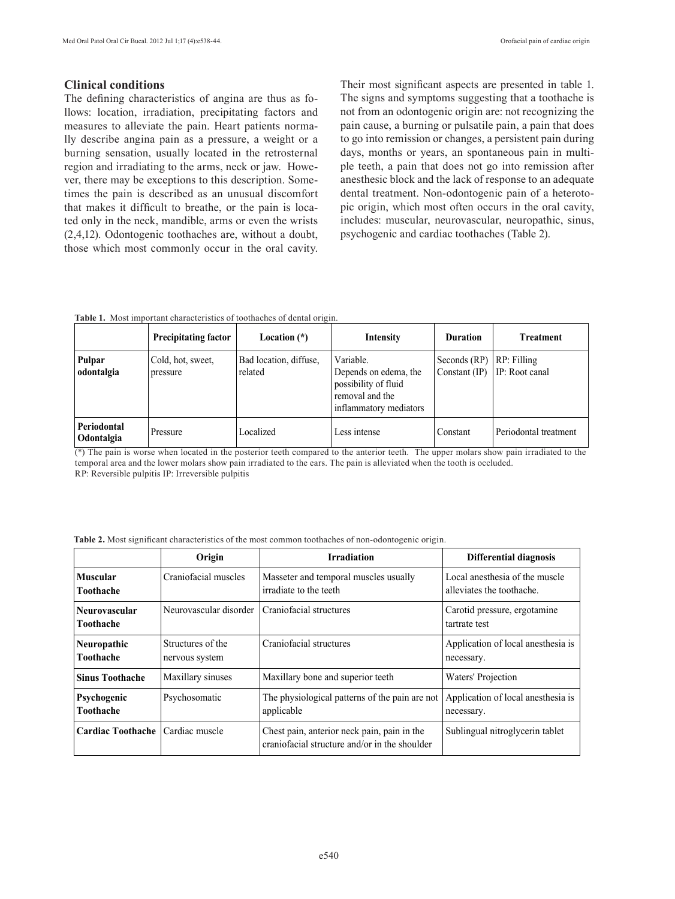## Clinical conditions

The defining characteristics of angina are thus as follows: location, irradiation, precipitating factors and measures to alleviate the pain. Heart patients normally describe angina pain as a pressure, a weight or a burning sensation, usually located in the retrosternal region and irradiating to the arms, neck or jaw. However, there may be exceptions to this description. Sometimes the pain is described as an unusual discomfort that makes it difficult to breathe, or the pain is located only in the neck, mandible, arms or even the wrists (2,4,12). Odontogenic toothaches are, without a doubt, those which most commonly occur in the oral cavity. Their most significant aspects are presented in table 1. The signs and symptoms suggesting that a toothache is not from an odontogenic origin are: not recognizing the pain cause, a burning or pulsatile pain, a pain that does to go into remission or changes, a persistent pain during days, months or years, an spontaneous pain in multiple teeth, a pain that does not go into remission after anesthesic block and the lack of response to an adequate dental treatment. Non-odontogenic pain of a heterotopic origin, which most often occurs in the oral cavity, includes: muscular, neurovascular, neuropathic, sinus, psychogenic and cardiac toothaches (Table 2).

**Table 1.** Most important characteristics of toothaches of dental origin.

| | Precipitating factor | Location (*) | Intensity | Duration | Treatment |
|---|---|---|---|---|---|
| **Pulpar odontalgia** | Cold, hot, sweet, pressure | Bad location, diffuse, related | Variable. Depends on edema, the possibility of fluid removal and the inflammatory mediators | Seconds (RP) Constant (IP) | RP: Filling IP: Root canal |
| **Periodontal Odontalgia** | Pressure | Localized | Less intense | Constant | Periodontal treatment |

(*) The pain is worse when located in the posterior teeth compared to the anterior teeth. The upper molars show pain irradiated to the temporal area and the lower molars show pain irradiated to the ears. The pain is alleviated when the tooth is occluded.
RP: Reversible pulpitis IP: Irreversible pulpitis

**Table 2.** Most significant characteristics of the most common toothaches of non-odontogenic origin.

| | Origin | Irradiation | Differential diagnosis |
|---|---|---|---|
| **Muscular Toothache** | Craniofacial muscles | Masseter and temporal muscles usually irradiate to the teeth | Local anesthesia of the muscle alleviates the toothache. |
| **Neurovascular Toothache** | Neurovascular disorder | Craniofacial structures | Carotid pressure, ergotamine tartrate test |
| **Neuropathic Toothache** | Structures of the nervous system | Craniofacial structures | Application of local anesthesia is necessary. |
| **Sinus Toothache** | Maxillary sinuses | Maxillary bone and superior teeth | Waters' Projection |
| **Psychogenic Toothache** | Psychosomatic | The physiological patterns of the pain are not applicable | Application of local anesthesia is necessary. |
| **Cardiac Toothache** | Cardiac muscle | Chest pain, anterior neck pain, pain in the craniofacial structure and/or in the shoulder | Sublingual nitroglycerin tablet |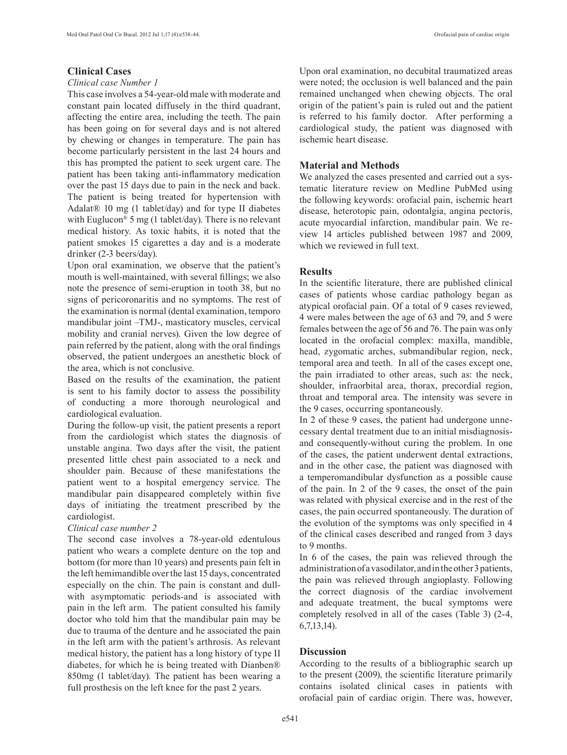## Clinical Cases

*Clinical case Number 1*

This case involves a 54-year-old male with moderate and constant pain located diffusely in the third quadrant, affecting the entire area, including the teeth. The pain has been going on for several days and is not altered by chewing or changes in temperature. The pain has become particularly persistent in the last 24 hours and this has prompted the patient to seek urgent care. The patient has been taking anti-inflammatory medication over the past 15 days due to pain in the neck and back. The patient is being treated for hypertension with Adalat® 10 mg (1 tablet/day) and for type II diabetes with Euglucon® 5 mg (1 tablet/day). There is no relevant medical history. As toxic habits, it is noted that the patient smokes 15 cigarettes a day and is a moderate drinker (2-3 beers/day).

Upon oral examination, we observe that the patient's mouth is well-maintained, with several fillings; we also note the presence of semi-eruption in tooth 38, but no signs of pericoronaritis and no symptoms. The rest of the examination is normal (dental examination, temporo mandibular joint –TMJ-, masticatory muscles, cervical mobility and cranial nerves). Given the low degree of pain referred by the patient, along with the oral findings observed, the patient undergoes an anesthetic block of the area, which is not conclusive.

Based on the results of the examination, the patient is sent to his family doctor to assess the possibility of conducting a more thorough neurological and cardiological evaluation.

During the follow-up visit, the patient presents a report from the cardiologist which states the diagnosis of unstable angina. Two days after the visit, the patient presented little chest pain associated to a neck and shoulder pain. Because of these manifestations the patient went to a hospital emergency service. The mandibular pain disappeared completely within five days of initiating the treatment prescribed by the cardiologist.

*Clinical case number 2*

The second case involves a 78-year-old edentulous patient who wears a complete denture on the top and bottom (for more than 10 years) and presents pain felt in the left hemimandible over the last 15 days, concentrated especially on the chin. The pain is constant and dull-with asymptomatic periods-and is associated with pain in the left arm. The patient consulted his family doctor who told him that the mandibular pain may be due to trauma of the denture and he associated the pain in the left arm with the patient's arthrosis. As relevant medical history, the patient has a long history of type II diabetes, for which he is being treated with Dianben® 850mg (1 tablet/day). The patient has been wearing a full prosthesis on the left knee for the past 2 years.

Upon oral examination, no decubital traumatized areas were noted; the occlusion is well balanced and the pain remained unchanged when chewing objects. The oral origin of the patient's pain is ruled out and the patient is referred to his family doctor. After performing a cardiological study, the patient was diagnosed with ischemic heart disease.

## Material and Methods

We analyzed the cases presented and carried out a systematic literature review on Medline PubMed using the following keywords: orofacial pain, ischemic heart disease, heterotopic pain, odontalgia, angina pectoris, acute myocardial infarction, mandibular pain. We review 14 articles published between 1987 and 2009, which we reviewed in full text.

## Results

In the scientific literature, there are published clinical cases of patients whose cardiac pathology began as atypical orofacial pain. Of a total of 9 cases reviewed, 4 were males between the age of 63 and 79, and 5 were females between the age of 56 and 76. The pain was only located in the orofacial complex: maxilla, mandible, head, zygomatic arches, submandibular region, neck, temporal area and teeth. In all of the cases except one, the pain irradiated to other areas, such as: the neck, shoulder, infraorbital area, thorax, precordial region, throat and temporal area. The intensity was severe in the 9 cases, occurring spontaneously.

In 2 of these 9 cases, the patient had undergone unnecessary dental treatment due to an initial misdiagnosis-and consequently-without curing the problem. In one of the cases, the patient underwent dental extractions, and in the other case, the patient was diagnosed with a temperomandibular dysfunction as a possible cause of the pain. In 2 of the 9 cases, the onset of the pain was related with physical exercise and in the rest of the cases, the pain occurred spontaneously. The duration of the evolution of the symptoms was only specified in 4 of the clinical cases described and ranged from 3 days to 9 months.

In 6 of the cases, the pain was relieved through the administration of a vasodilator, and in the other 3 patients, the pain was relieved through angioplasty. Following the correct diagnosis of the cardiac involvement and adequate treatment, the bucal symptoms were completely resolved in all of the cases (Table 3) (2-4, 6,7,13,14).

## Discussion

According to the results of a bibliographic search up to the present (2009), the scientific literature primarily contains isolated clinical cases in patients with orofacial pain of cardiac origin. There was, however,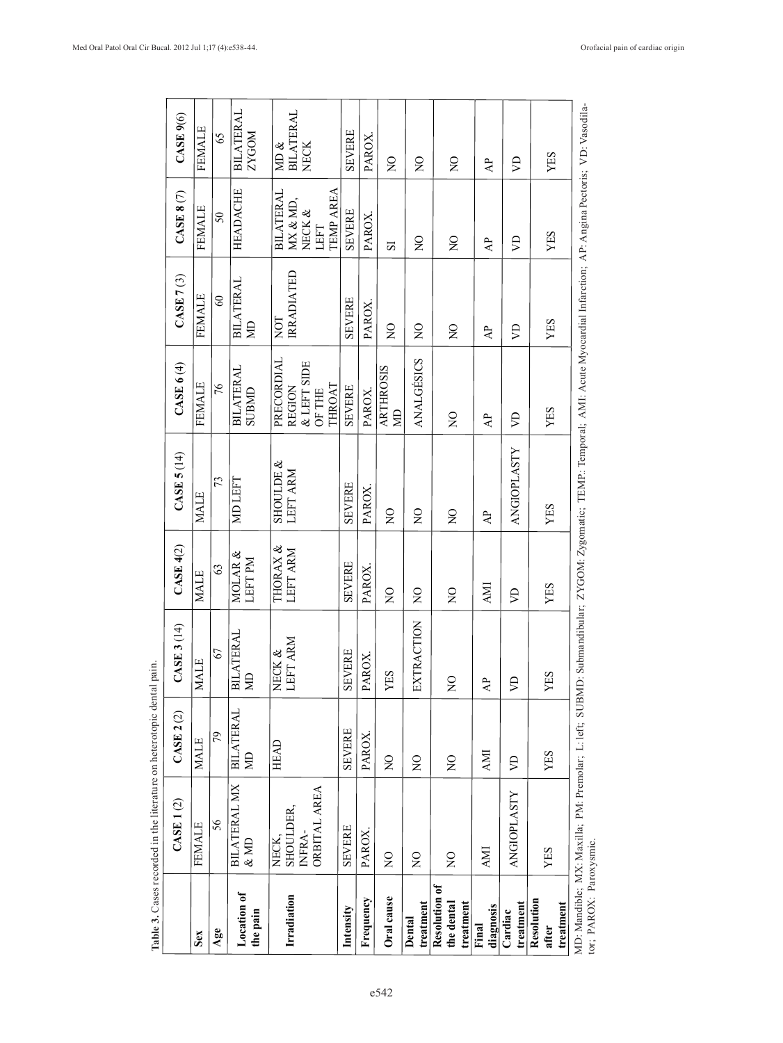**Table 3.** Cases recorded in the literature on heterotopic dental pain.

| | CASE 1 (2) | CASE 2 (2) | CASE 3 (14) | CASE 4(2) | CASE 5 (14) | CASE 6 (4) | CASE 7 (3) | CASE 8 (7) | CASE 9(6) |
|---|---|---|---|---|---|---|---|---|---|
| **Sex** | FEMALE | MALE | MALE | MALE | MALE | FEMALE | FEMALE | FEMALE | FEMALE |
| **Age** | 56 | 79 | 67 | 63 | 73 | 76 | 60 | 50 | 65 |
| **Location of the pain** | BILATERAL MX & MD | BILATERAL MD | BILATERAL MD | MOLAR & LEFT PM | MD LEFT | BILATERAL SUBMD | BILATERAL MD | HEADACHE | BILATERAL ZYGOM |
| **Irradiation** | NECK, SHOULDER, INFRA-ORBITAL AREA | HEAD | NECK & LEFT ARM | THORAX & LEFT ARM | SHOULDE & LEFT ARM | PRECORDIAL REGION & LEFT SIDE OF THE THROAT | NOT IRRADIATED | BILATERAL MX & MD, NECK & LEFT TEMP AREA | MD & BILATERAL NECK |
| **Intensity** | SEVERE | SEVERE | SEVERE | SEVERE | SEVERE | SEVERE | SEVERE | SEVERE | SEVERE |
| **Frequency** | PAROX. | PAROX. | PAROX. | PAROX. | PAROX. | PAROX. | PAROX. | PAROX. | PAROX. |
| **Oral cause** | NO | NO | YES | NO | NO | ARTHROSIS MD | NO | SI | NO |
| **Dental treatment** | NO | NO | EXTRACTION | NO | NO | ANALGÉSICS | NO | NO | NO |
| **Resolution of the dental treatment** | NO | NO | NO | NO | NO | NO | NO | NO | NO |
| **Final diagnosis** | AMI | AMI | AP | AMI | AP | AP | AP | AP | AP |
| **Cardiac treatment** | ANGIOPLASTY | VD | VD | VD | ANGIOPLASTY | VD | VD | VD | VD |
| **Resolution after treatment** | YES | YES | YES | YES | YES | YES | YES | YES | YES |

MD: Mandible; MX: Maxilla; PM: Premolar; L: left; SUBMD: Submandibular; ZYGOM: Zygomatic; TEMP.: Temporal; AMI: Acute Myocardial Infarction; AP: Angina Pectoris; VD: Vasodilator; PAROX: Paroxysmic.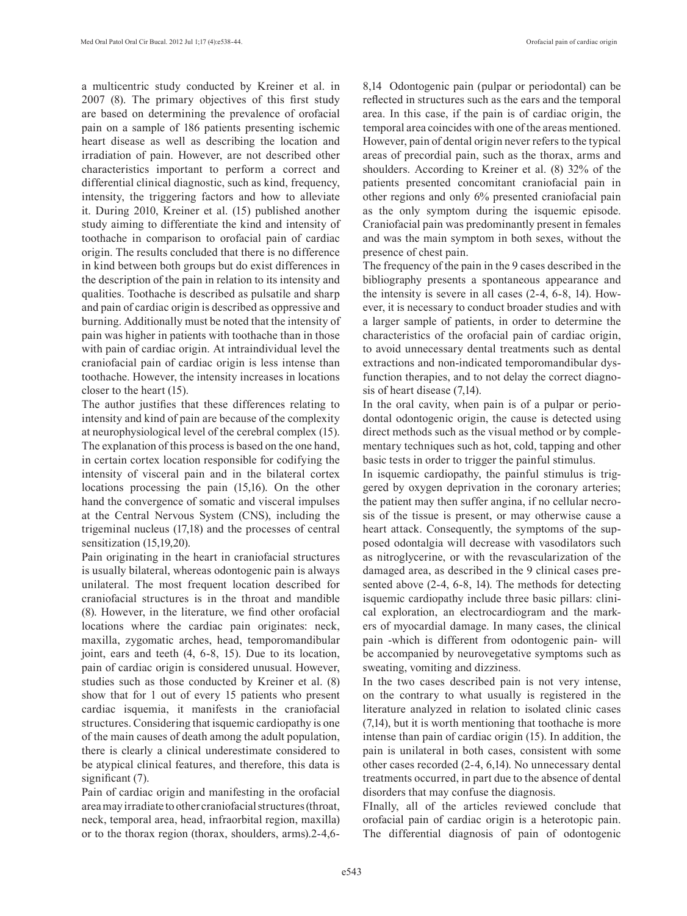a multicentric study conducted by Kreiner et al. in 2007 (8). The primary objectives of this first study are based on determining the prevalence of orofacial pain on a sample of 186 patients presenting ischemic heart disease as well as describing the location and irradiation of pain. However, are not described other characteristics important to perform a correct and differential clinical diagnostic, such as kind, frequency, intensity, the triggering factors and how to alleviate it. During 2010, Kreiner et al. (15) published another study aiming to differentiate the kind and intensity of toothache in comparison to orofacial pain of cardiac origin. The results concluded that there is no difference in kind between both groups but do exist differences in the description of the pain in relation to its intensity and qualities. Toothache is described as pulsatile and sharp and pain of cardiac origin is described as oppressive and burning. Additionally must be noted that the intensity of pain was higher in patients with toothache than in those with pain of cardiac origin. At intraindividual level the craniofacial pain of cardiac origin is less intense than toothache. However, the intensity increases in locations closer to the heart (15).

The author justifies that these differences relating to intensity and kind of pain are because of the complexity at neurophysiological level of the cerebral complex (15). The explanation of this process is based on the one hand, in certain cortex location responsible for codifying the intensity of visceral pain and in the bilateral cortex locations processing the pain (15,16). On the other hand the convergence of somatic and visceral impulses at the Central Nervous System (CNS), including the trigeminal nucleus (17,18) and the processes of central sensitization (15,19,20).

Pain originating in the heart in craniofacial structures is usually bilateral, whereas odontogenic pain is always unilateral. The most frequent location described for craniofacial structures is in the throat and mandible (8). However, in the literature, we find other orofacial locations where the cardiac pain originates: neck, maxilla, zygomatic arches, head, temporomandibular joint, ears and teeth (4, 6-8, 15). Due to its location, pain of cardiac origin is considered unusual. However, studies such as those conducted by Kreiner et al. (8) show that for 1 out of every 15 patients who present cardiac isquemia, it manifests in the craniofacial structures. Considering that isquemic cardiopathy is one of the main causes of death among the adult population, there is clearly a clinical underestimate considered to be atypical clinical features, and therefore, this data is significant (7).

Pain of cardiac origin and manifesting in the orofacial area may irradiate to other craniofacial structures (throat, neck, temporal area, head, infraorbital region, maxilla) or to the thorax region (thorax, shoulders, arms).2-4,6-8,14 Odontogenic pain (pulpar or periodontal) can be reflected in structures such as the ears and the temporal area. In this case, if the pain is of cardiac origin, the temporal area coincides with one of the areas mentioned. However, pain of dental origin never refers to the typical areas of precordial pain, such as the thorax, arms and shoulders. According to Kreiner et al. (8) 32% of the patients presented concomitant craniofacial pain in other regions and only 6% presented craniofacial pain as the only symptom during the isquemic episode. Craniofacial pain was predominantly present in females and was the main symptom in both sexes, without the presence of chest pain.

The frequency of the pain in the 9 cases described in the bibliography presents a spontaneous appearance and the intensity is severe in all cases (2-4, 6-8, 14). However, it is necessary to conduct broader studies and with a larger sample of patients, in order to determine the characteristics of the orofacial pain of cardiac origin, to avoid unnecessary dental treatments such as dental extractions and non-indicated temporomandibular dysfunction therapies, and to not delay the correct diagnosis of heart disease (7,14).

In the oral cavity, when pain is of a pulpar or periodontal odontogenic origin, the cause is detected using direct methods such as the visual method or by complementary techniques such as hot, cold, tapping and other basic tests in order to trigger the painful stimulus.

In isquemic cardiopathy, the painful stimulus is triggered by oxygen deprivation in the coronary arteries; the patient may then suffer angina, if no cellular necrosis of the tissue is present, or may otherwise cause a heart attack. Consequently, the symptoms of the supposed odontalgia will decrease with vasodilators such as nitroglycerine, or with the revascularization of the damaged area, as described in the 9 clinical cases presented above (2-4, 6-8, 14). The methods for detecting isquemic cardiopathy include three basic pillars: clinical exploration, an electrocardiogram and the markers of myocardial damage. In many cases, the clinical pain -which is different from odontogenic pain- will be accompanied by neurovegetative symptoms such as sweating, vomiting and dizziness.

In the two cases described pain is not very intense, on the contrary to what usually is registered in the literature analyzed in relation to isolated clinic cases (7,14), but it is worth mentioning that toothache is more intense than pain of cardiac origin (15). In addition, the pain is unilateral in both cases, consistent with some other cases recorded (2-4, 6,14). No unnecessary dental treatments occurred, in part due to the absence of dental disorders that may confuse the diagnosis.

FInally, all of the articles reviewed conclude that orofacial pain of cardiac origin is a heterotopic pain. The differential diagnosis of pain of odontogenic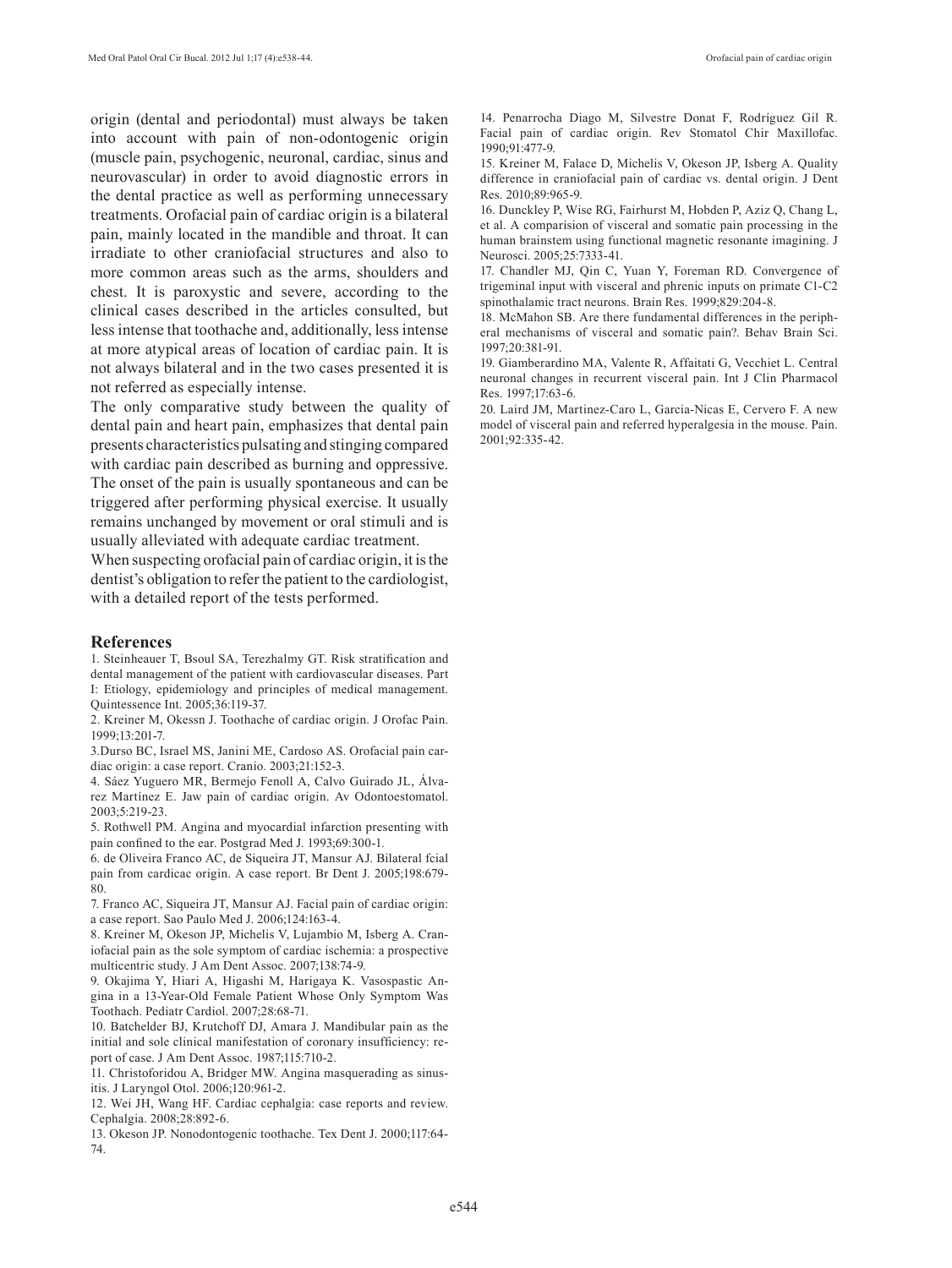origin (dental and periodontal) must always be taken into account with pain of non-odontogenic origin (muscle pain, psychogenic, neuronal, cardiac, sinus and neurovascular) in order to avoid diagnostic errors in the dental practice as well as performing unnecessary treatments. Orofacial pain of cardiac origin is a bilateral pain, mainly located in the mandible and throat. It can irradiate to other craniofacial structures and also to more common areas such as the arms, shoulders and chest. It is paroxystic and severe, according to the clinical cases described in the articles consulted, but less intense that toothache and, additionally, less intense at more atypical areas of location of cardiac pain. It is not always bilateral and in the two cases presented it is not referred as especially intense.

The only comparative study between the quality of dental pain and heart pain, emphasizes that dental pain presents characteristics pulsating and stinging compared with cardiac pain described as burning and oppressive. The onset of the pain is usually spontaneous and can be triggered after performing physical exercise. It usually remains unchanged by movement or oral stimuli and is usually alleviated with adequate cardiac treatment.

When suspecting orofacial pain of cardiac origin, it is the dentist's obligation to refer the patient to the cardiologist, with a detailed report of the tests performed.

## References

1. Steinheauer T, Bsoul SA, Terezhalmy GT. Risk stratification and dental management of the patient with cardiovascular diseases. Part I: Etiology, epidemiology and principles of medical management. Quintessence Int. 2005;36:119-37.
2. Kreiner M, Okessn J. Toothache of cardiac origin. J Orofac Pain. 1999;13:201-7.
3. Durso BC, Israel MS, Janini ME, Cardoso AS. Orofacial pain cardiac origin: a case report. Cranio. 2003;21:152-3.
4. Sáez Yuguero MR, Bermejo Fenoll A, Calvo Guirado JL, Álvarez Martínez E. Jaw pain of cardiac origin. Av Odontoestomatol. 2003;5:219-23.
5. Rothwell PM. Angina and myocardial infarction presenting with pain confined to the ear. Postgrad Med J. 1993;69:300-1.
6. de Oliveira Franco AC, de Siqueira JT, Mansur AJ. Bilateral fcial pain from cardicac origin. A case report. Br Dent J. 2005;198:679-80.
7. Franco AC, Siqueira JT, Mansur AJ. Facial pain of cardiac origin: a case report. Sao Paulo Med J. 2006;124:163-4.
8. Kreiner M, Okeson JP, Michelis V, Lujambio M, Isberg A. Craniofacial pain as the sole symptom of cardiac ischemia: a prospective multicentric study. J Am Dent Assoc. 2007;138:74-9.
9. Okajima Y, Hiari A, Higashi M, Harigaya K. Vasospastic Angina in a 13-Year-Old Female Patient Whose Only Symptom Was Toothach. Pediatr Cardiol. 2007;28:68-71.
10. Batchelder BJ, Krutchoff DJ, Amara J. Mandibular pain as the initial and sole clinical manifestation of coronary insufficiency: report of case. J Am Dent Assoc. 1987;115:710-2.
11. Christoforidou A, Bridger MW. Angina masquerading as sinusitis. J Laryngol Otol. 2006;120:961-2.
12. Wei JH, Wang HF. Cardiac cephalgia: case reports and review. Cephalgia. 2008;28:892-6.
13. Okeson JP. Nonodontogenic toothache. Tex Dent J. 2000;117:64-74.
14. Penarrocha Diago M, Silvestre Donat F, Rodríguez Gil R. Facial pain of cardiac origin. Rev Stomatol Chir Maxillofac. 1990;91:477-9.
15. Kreiner M, Falace D, Michelis V, Okeson JP, Isberg A. Quality difference in craniofacial pain of cardiac vs. dental origin. J Dent Res. 2010;89:965-9.
16. Dunckley P, Wise RG, Fairhurst M, Hobden P, Aziz Q, Chang L, et al. A comparision of visceral and somatic pain processing in the human brainstem using functional magnetic resonante imagining. J Neurosci. 2005;25:7333-41.
17. Chandler MJ, Qin C, Yuan Y, Foreman RD. Convergence of trigeminal input with visceral and phrenic inputs on primate C1-C2 spinothalamic tract neurons. Brain Res. 1999;829:204-8.
18. McMahon SB. Are there fundamental differences in the peripheral mechanisms of visceral and somatic pain?. Behav Brain Sci. 1997;20:381-91.
19. Giamberardino MA, Valente R, Affaitati G, Vecchiet L. Central neuronal changes in recurrent visceral pain. Int J Clin Pharmacol Res. 1997;17:63-6.
20. Laird JM, Martinez-Caro L, Garcia-Nicas E, Cervero F. A new model of visceral pain and referred hyperalgesia in the mouse. Pain. 2001;92:335-42.